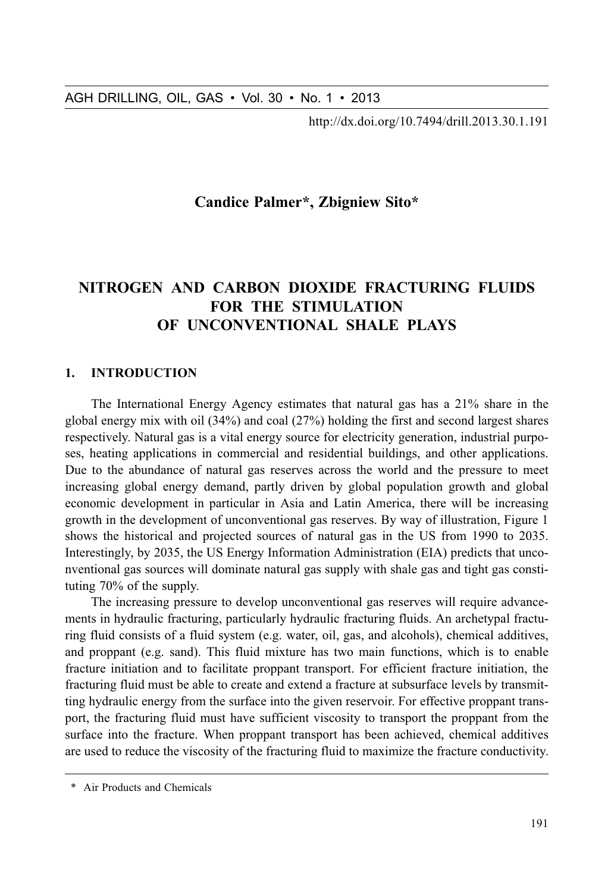http://dx.doi.org/10.7494/drill.2013.30.1.191

**Candice Palmer*, Zbigniew Sito***

# NITROGEN AND CARBON DIOXIDE FRACTURING FLUIDS FOR THE STIMULATION OF UNCONVENTIONAL SHALE PLAYS

## 1. INTRODUCTION

The International Energy Agency estimates that natural gas has a 21% share in the global energy mix with oil (34%) and coal (27%) holding the first and second largest shares respectively. Natural gas is a vital energy source for electricity generation, industrial purposes, heating applications in commercial and residential buildings, and other applications. Due to the abundance of natural gas reserves across the world and the pressure to meet increasing global energy demand, partly driven by global population growth and global economic development in particular in Asia and Latin America, there will be increasing growth in the development of unconventional gas reserves. By way of illustration, Figure 1 shows the historical and projected sources of natural gas in the US from 1990 to 2035. Interestingly, by 2035, the US Energy Information Administration (EIA) predicts that unconventional gas sources will dominate natural gas supply with shale gas and tight gas constituting 70% of the supply.

The increasing pressure to develop unconventional gas reserves will require advancements in hydraulic fracturing, particularly hydraulic fracturing fluids. An archetypal fracturing fluid consists of a fluid system (e.g. water, oil, gas, and alcohols), chemical additives, and proppant (e.g. sand). This fluid mixture has two main functions, which is to enable fracture initiation and to facilitate proppant transport. For efficient fracture initiation, the fracturing fluid must be able to create and extend a fracture at subsurface levels by transmitting hydraulic energy from the surface into the given reservoir. For effective proppant transport, the fracturing fluid must have sufficient viscosity to transport the proppant from the surface into the fracture. When proppant transport has been achieved, chemical additives are used to reduce the viscosity of the fracturing fluid to maximize the fracture conductivity.

---

\* Air Products and Chemicals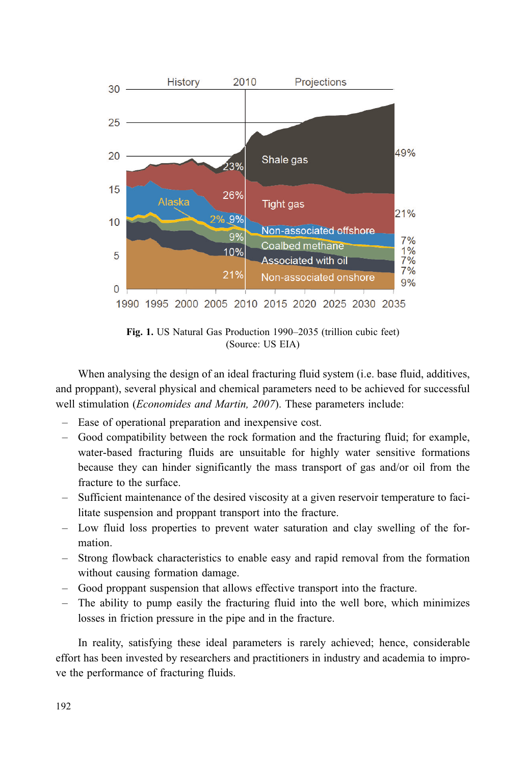**Fig. 1.** US Natural Gas Production 1990–2035 (trillion cubic feet)
(Source: US EIA)

When analysing the design of an ideal fracturing fluid system (i.e. base fluid, additives, and proppant), several physical and chemical parameters need to be achieved for successful well stimulation (*Economides and Martin, 2007*). These parameters include:

- Ease of operational preparation and inexpensive cost.
- Good compatibility between the rock formation and the fracturing fluid; for example, water-based fracturing fluids are unsuitable for highly water sensitive formations because they can hinder significantly the mass transport of gas and/or oil from the fracture to the surface.
- Sufficient maintenance of the desired viscosity at a given reservoir temperature to facilitate suspension and proppant transport into the fracture.
- Low fluid loss properties to prevent water saturation and clay swelling of the formation.
- Strong flowback characteristics to enable easy and rapid removal from the formation without causing formation damage.
- Good proppant suspension that allows effective transport into the fracture.
- The ability to pump easily the fracturing fluid into the well bore, which minimizes losses in friction pressure in the pipe and in the fracture.

In reality, satisfying these ideal parameters is rarely achieved; hence, considerable effort has been invested by researchers and practitioners in industry and academia to improve the performance of fracturing fluids.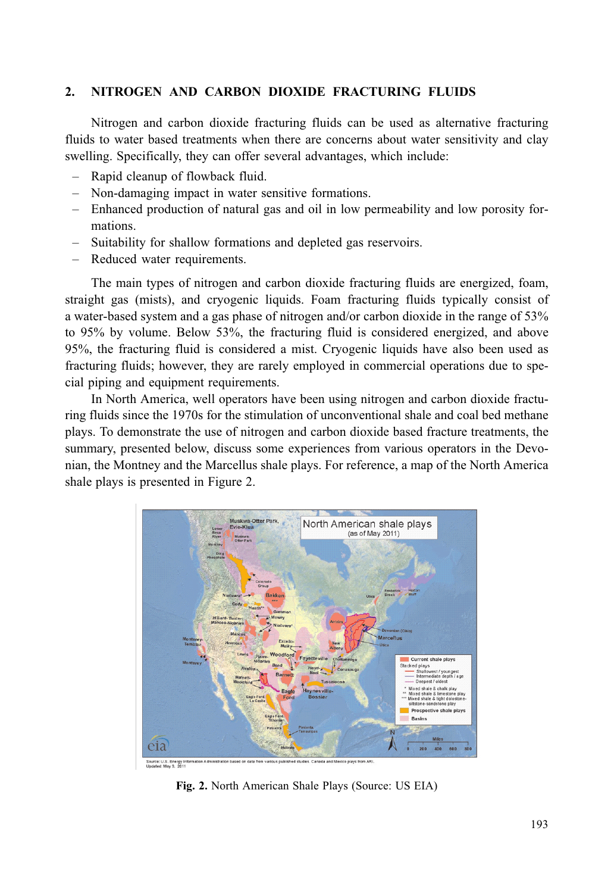## 2. NITROGEN AND CARBON DIOXIDE FRACTURING FLUIDS

Nitrogen and carbon dioxide fracturing fluids can be used as alternative fracturing fluids to water based treatments when there are concerns about water sensitivity and clay swelling. Specifically, they can offer several advantages, which include:

- Rapid cleanup of flowback fluid.
- Non-damaging impact in water sensitive formations.
- Enhanced production of natural gas and oil in low permeability and low porosity formations.
- Suitability for shallow formations and depleted gas reservoirs.
- Reduced water requirements.

The main types of nitrogen and carbon dioxide fracturing fluids are energized, foam, straight gas (mists), and cryogenic liquids. Foam fracturing fluids typically consist of a water-based system and a gas phase of nitrogen and/or carbon dioxide in the range of 53% to 95% by volume. Below 53%, the fracturing fluid is considered energized, and above 95%, the fracturing fluid is considered a mist. Cryogenic liquids have also been used as fracturing fluids; however, they are rarely employed in commercial operations due to special piping and equipment requirements.

In North America, well operators have been using nitrogen and carbon dioxide fracturing fluids since the 1970s for the stimulation of unconventional shale and coal bed methane plays. To demonstrate the use of nitrogen and carbon dioxide based fracture treatments, the summary, presented below, discuss some experiences from various operators in the Devonian, the Montney and the Marcellus shale plays. For reference, a map of the North America shale plays is presented in Figure 2.

**Fig. 2.** North American Shale Plays (Source: US EIA)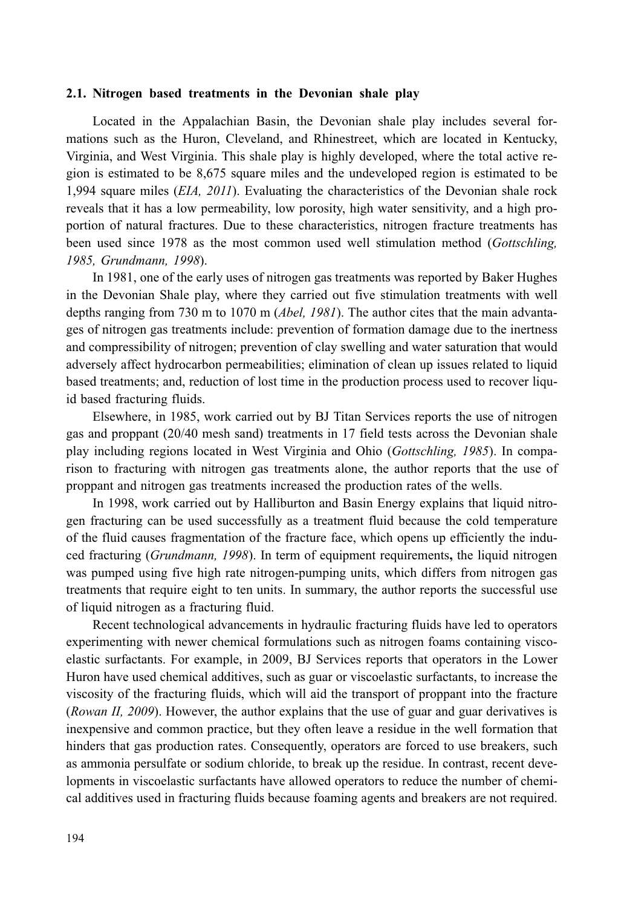### 2.1. Nitrogen based treatments in the Devonian shale play

Located in the Appalachian Basin, the Devonian shale play includes several formations such as the Huron, Cleveland, and Rhinestreet, which are located in Kentucky, Virginia, and West Virginia. This shale play is highly developed, where the total active region is estimated to be 8,675 square miles and the undeveloped region is estimated to be 1,994 square miles (*EIA, 2011*). Evaluating the characteristics of the Devonian shale rock reveals that it has a low permeability, low porosity, high water sensitivity, and a high proportion of natural fractures. Due to these characteristics, nitrogen fracture treatments has been used since 1978 as the most common used well stimulation method (*Gottschling, 1985, Grundmann, 1998*).

In 1981, one of the early uses of nitrogen gas treatments was reported by Baker Hughes in the Devonian Shale play, where they carried out five stimulation treatments with well depths ranging from 730 m to 1070 m (*Abel, 1981*). The author cites that the main advantages of nitrogen gas treatments include: prevention of formation damage due to the inertness and compressibility of nitrogen; prevention of clay swelling and water saturation that would adversely affect hydrocarbon permeabilities; elimination of clean up issues related to liquid based treatments; and, reduction of lost time in the production process used to recover liquid based fracturing fluids.

Elsewhere, in 1985, work carried out by BJ Titan Services reports the use of nitrogen gas and proppant (20/40 mesh sand) treatments in 17 field tests across the Devonian shale play including regions located in West Virginia and Ohio (*Gottschling, 1985*). In comparison to fracturing with nitrogen gas treatments alone, the author reports that the use of proppant and nitrogen gas treatments increased the production rates of the wells.

In 1998, work carried out by Halliburton and Basin Energy explains that liquid nitrogen fracturing can be used successfully as a treatment fluid because the cold temperature of the fluid causes fragmentation of the fracture face, which opens up efficiently the induced fracturing (*Grundmann, 1998*). In term of equipment requirements**,** the liquid nitrogen was pumped using five high rate nitrogen-pumping units, which differs from nitrogen gas treatments that require eight to ten units. In summary, the author reports the successful use of liquid nitrogen as a fracturing fluid.

Recent technological advancements in hydraulic fracturing fluids have led to operators experimenting with newer chemical formulations such as nitrogen foams containing viscoelastic surfactants. For example, in 2009, BJ Services reports that operators in the Lower Huron have used chemical additives, such as guar or viscoelastic surfactants, to increase the viscosity of the fracturing fluids, which will aid the transport of proppant into the fracture (*Rowan II, 2009*). However, the author explains that the use of guar and guar derivatives is inexpensive and common practice, but they often leave a residue in the well formation that hinders that gas production rates. Consequently, operators are forced to use breakers, such as ammonia persulfate or sodium chloride, to break up the residue. In contrast, recent developments in viscoelastic surfactants have allowed operators to reduce the number of chemical additives used in fracturing fluids because foaming agents and breakers are not required.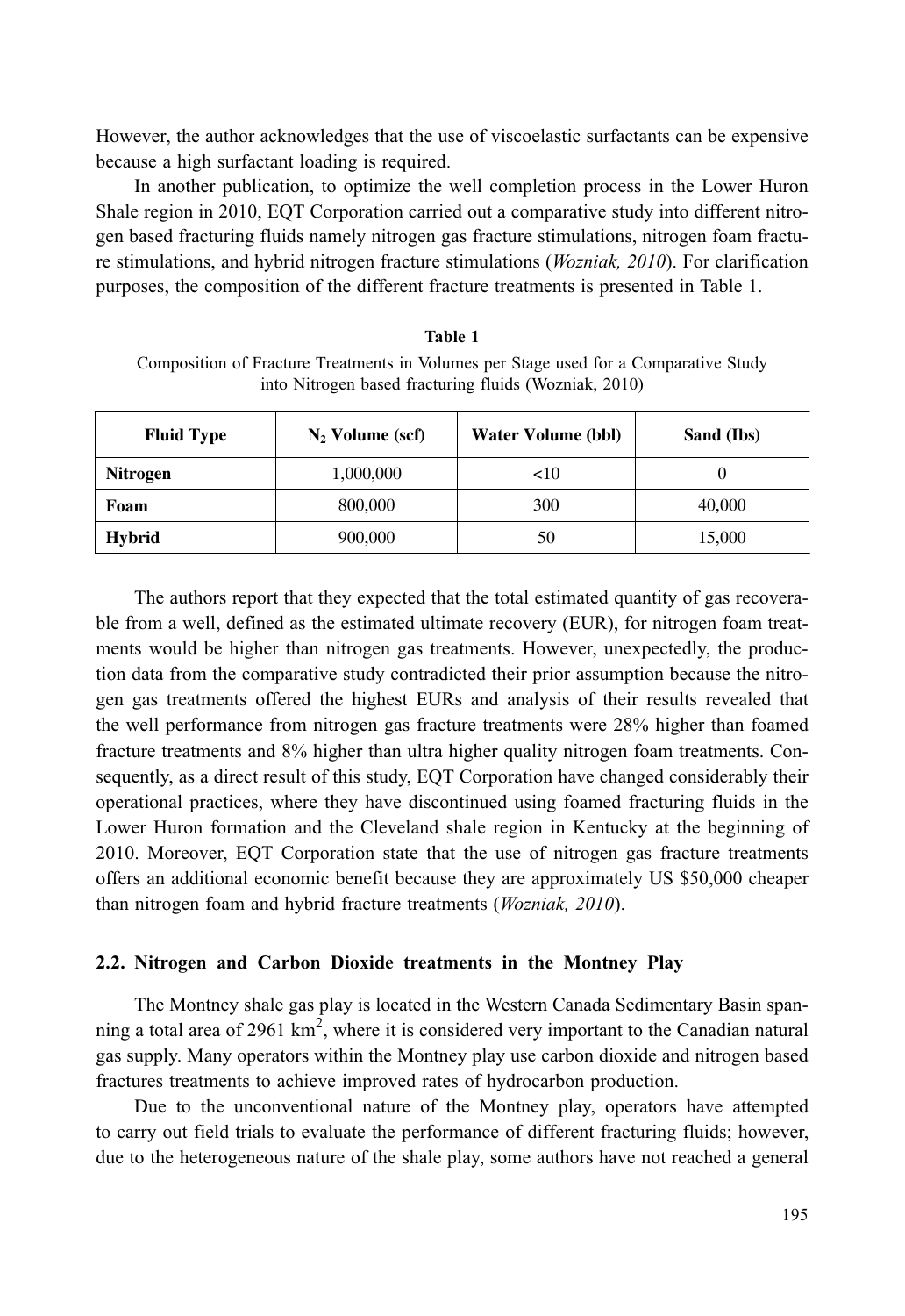However, the author acknowledges that the use of viscoelastic surfactants can be expensive because a high surfactant loading is required.

In another publication, to optimize the well completion process in the Lower Huron Shale region in 2010, EQT Corporation carried out a comparative study into different nitrogen based fracturing fluids namely nitrogen gas fracture stimulations, nitrogen foam fracture stimulations, and hybrid nitrogen fracture stimulations (*Wozniak, 2010*). For clarification purposes, the composition of the different fracture treatments is presented in Table 1.

**Table 1**

Composition of Fracture Treatments in Volumes per Stage used for a Comparative Study into Nitrogen based fracturing fluids (Wozniak, 2010)

| Fluid Type | $N_2$ Volume (scf) | Water Volume (bbl) | Sand (lbs) |
|---|---|---|---|
| **Nitrogen** | 1,000,000 | <10 | 0 |
| **Foam** | 800,000 | 300 | 40,000 |
| **Hybrid** | 900,000 | 50 | 15,000 |

The authors report that they expected that the total estimated quantity of gas recoverable from a well, defined as the estimated ultimate recovery (EUR), for nitrogen foam treatments would be higher than nitrogen gas treatments. However, unexpectedly, the production data from the comparative study contradicted their prior assumption because the nitrogen gas treatments offered the highest EURs and analysis of their results revealed that the well performance from nitrogen gas fracture treatments were 28% higher than foamed fracture treatments and 8% higher than ultra higher quality nitrogen foam treatments. Consequently, as a direct result of this study, EQT Corporation have changed considerably their operational practices, where they have discontinued using foamed fracturing fluids in the Lower Huron formation and the Cleveland shale region in Kentucky at the beginning of 2010. Moreover, EQT Corporation state that the use of nitrogen gas fracture treatments offers an additional economic benefit because they are approximately US $50,000 cheaper than nitrogen foam and hybrid fracture treatments (*Wozniak, 2010*).

### 2.2. Nitrogen and Carbon Dioxide treatments in the Montney Play

The Montney shale gas play is located in the Western Canada Sedimentary Basin spanning a total area of 2961 $km^2$, where it is considered very important to the Canadian natural gas supply. Many operators within the Montney play use carbon dioxide and nitrogen based fractures treatments to achieve improved rates of hydrocarbon production.

Due to the unconventional nature of the Montney play, operators have attempted to carry out field trials to evaluate the performance of different fracturing fluids; however, due to the heterogeneous nature of the shale play, some authors have not reached a general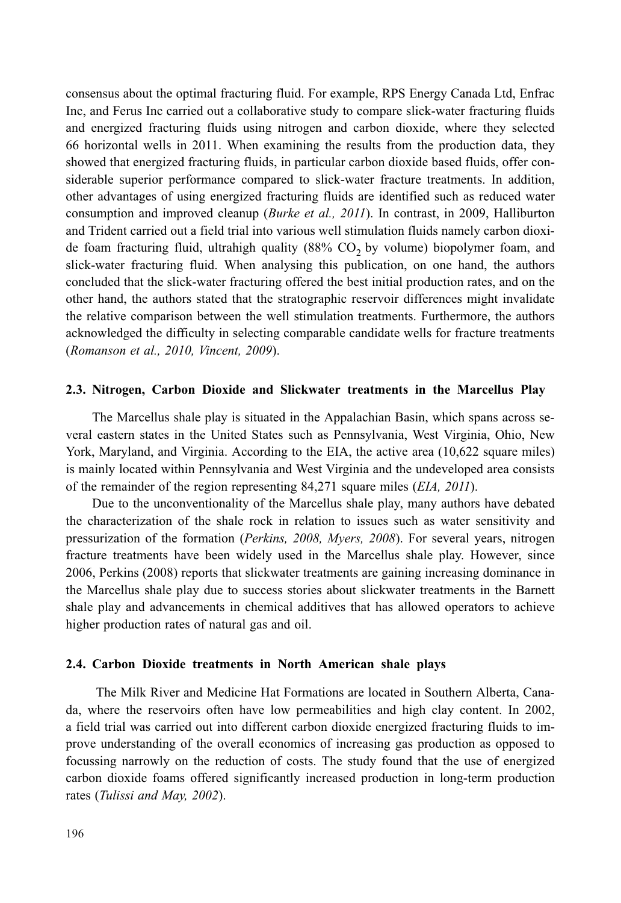consensus about the optimal fracturing fluid. For example, RPS Energy Canada Ltd, Enfrac Inc, and Ferus Inc carried out a collaborative study to compare slick-water fracturing fluids and energized fracturing fluids using nitrogen and carbon dioxide, where they selected 66 horizontal wells in 2011. When examining the results from the production data, they showed that energized fracturing fluids, in particular carbon dioxide based fluids, offer considerable superior performance compared to slick-water fracture treatments. In addition, other advantages of using energized fracturing fluids are identified such as reduced water consumption and improved cleanup (*Burke et al., 2011*). In contrast, in 2009, Halliburton and Trident carried out a field trial into various well stimulation fluids namely carbon dioxide foam fracturing fluid, ultrahigh quality (88% $CO_2$ by volume) biopolymer foam, and slick-water fracturing fluid. When analysing this publication, on one hand, the authors concluded that the slick-water fracturing offered the best initial production rates, and on the other hand, the authors stated that the stratographic reservoir differences might invalidate the relative comparison between the well stimulation treatments. Furthermore, the authors acknowledged the difficulty in selecting comparable candidate wells for fracture treatments (*Romanson et al., 2010, Vincent, 2009*).

### 2.3. Nitrogen, Carbon Dioxide and Slickwater treatments in the Marcellus Play

The Marcellus shale play is situated in the Appalachian Basin, which spans across several eastern states in the United States such as Pennsylvania, West Virginia, Ohio, New York, Maryland, and Virginia. According to the EIA, the active area (10,622 square miles) is mainly located within Pennsylvania and West Virginia and the undeveloped area consists of the remainder of the region representing 84,271 square miles (*EIA, 2011*).

Due to the unconventionality of the Marcellus shale play, many authors have debated the characterization of the shale rock in relation to issues such as water sensitivity and pressurization of the formation (*Perkins, 2008, Myers, 2008*). For several years, nitrogen fracture treatments have been widely used in the Marcellus shale play. However, since 2006, Perkins (2008) reports that slickwater treatments are gaining increasing dominance in the Marcellus shale play due to success stories about slickwater treatments in the Barnett shale play and advancements in chemical additives that has allowed operators to achieve higher production rates of natural gas and oil.

### 2.4. Carbon Dioxide treatments in North American shale plays

The Milk River and Medicine Hat Formations are located in Southern Alberta, Canada, where the reservoirs often have low permeabilities and high clay content. In 2002, a field trial was carried out into different carbon dioxide energized fracturing fluids to improve understanding of the overall economics of increasing gas production as opposed to focussing narrowly on the reduction of costs. The study found that the use of energized carbon dioxide foams offered significantly increased production in long-term production rates (*Tulissi and May, 2002*).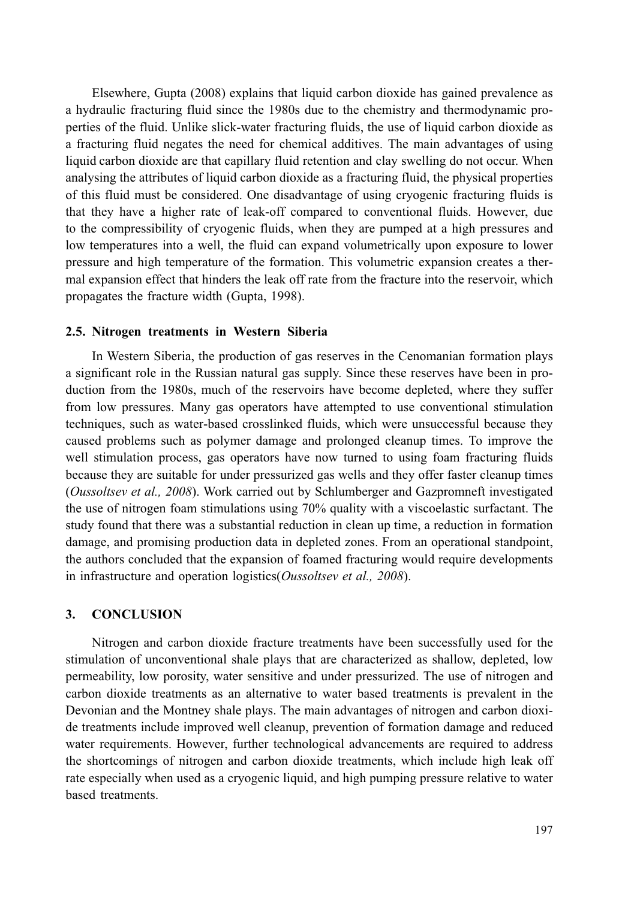Elsewhere, Gupta (2008) explains that liquid carbon dioxide has gained prevalence as a hydraulic fracturing fluid since the 1980s due to the chemistry and thermodynamic properties of the fluid. Unlike slick-water fracturing fluids, the use of liquid carbon dioxide as a fracturing fluid negates the need for chemical additives. The main advantages of using liquid carbon dioxide are that capillary fluid retention and clay swelling do not occur. When analysing the attributes of liquid carbon dioxide as a fracturing fluid, the physical properties of this fluid must be considered. One disadvantage of using cryogenic fracturing fluids is that they have a higher rate of leak-off compared to conventional fluids. However, due to the compressibility of cryogenic fluids, when they are pumped at a high pressures and low temperatures into a well, the fluid can expand volumetrically upon exposure to lower pressure and high temperature of the formation. This volumetric expansion creates a thermal expansion effect that hinders the leak off rate from the fracture into the reservoir, which propagates the fracture width (Gupta, 1998).

### 2.5. Nitrogen treatments in Western Siberia

In Western Siberia, the production of gas reserves in the Cenomanian formation plays a significant role in the Russian natural gas supply. Since these reserves have been in production from the 1980s, much of the reservoirs have become depleted, where they suffer from low pressures. Many gas operators have attempted to use conventional stimulation techniques, such as water-based crosslinked fluids, which were unsuccessful because they caused problems such as polymer damage and prolonged cleanup times. To improve the well stimulation process, gas operators have now turned to using foam fracturing fluids because they are suitable for under pressurized gas wells and they offer faster cleanup times (*Oussoltsev et al., 2008*). Work carried out by Schlumberger and Gazpromneft investigated the use of nitrogen foam stimulations using 70% quality with a viscoelastic surfactant. The study found that there was a substantial reduction in clean up time, a reduction in formation damage, and promising production data in depleted zones. From an operational standpoint, the authors concluded that the expansion of foamed fracturing would require developments in infrastructure and operation logistics(*Oussoltsev et al., 2008*).

## 3. CONCLUSION

Nitrogen and carbon dioxide fracture treatments have been successfully used for the stimulation of unconventional shale plays that are characterized as shallow, depleted, low permeability, low porosity, water sensitive and under pressurized. The use of nitrogen and carbon dioxide treatments as an alternative to water based treatments is prevalent in the Devonian and the Montney shale plays. The main advantages of nitrogen and carbon dioxide treatments include improved well cleanup, prevention of formation damage and reduced water requirements. However, further technological advancements are required to address the shortcomings of nitrogen and carbon dioxide treatments, which include high leak off rate especially when used as a cryogenic liquid, and high pumping pressure relative to water based treatments.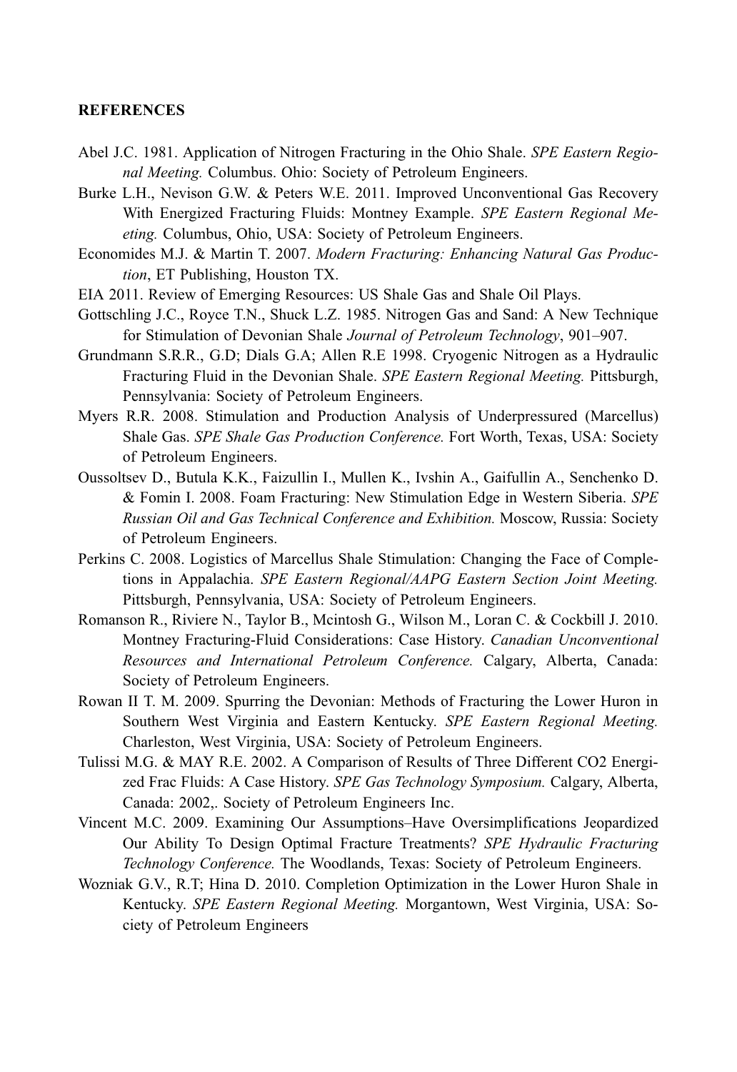**REFERENCES**

Abel J.C. 1981. Application of Nitrogen Fracturing in the Ohio Shale. *SPE Eastern Regional Meeting.* Columbus. Ohio: Society of Petroleum Engineers.

Burke L.H., Nevison G.W. & Peters W.E. 2011. Improved Unconventional Gas Recovery With Energized Fracturing Fluids: Montney Example. *SPE Eastern Regional Meeting.* Columbus, Ohio, USA: Society of Petroleum Engineers.

Economides M.J. & Martin T. 2007. *Modern Fracturing: Enhancing Natural Gas Production*, ET Publishing, Houston TX.

EIA 2011. Review of Emerging Resources: US Shale Gas and Shale Oil Plays.

Gottschling J.C., Royce T.N., Shuck L.Z. 1985. Nitrogen Gas and Sand: A New Technique for Stimulation of Devonian Shale *Journal of Petroleum Technology*, 901–907.

Grundmann S.R.R., G.D; Dials G.A; Allen R.E 1998. Cryogenic Nitrogen as a Hydraulic Fracturing Fluid in the Devonian Shale. *SPE Eastern Regional Meeting.* Pittsburgh, Pennsylvania: Society of Petroleum Engineers.

Myers R.R. 2008. Stimulation and Production Analysis of Underpressured (Marcellus) Shale Gas. *SPE Shale Gas Production Conference.* Fort Worth, Texas, USA: Society of Petroleum Engineers.

Oussoltsev D., Butula K.K., Faizullin I., Mullen K., Ivshin A., Gaifullin A., Senchenko D. & Fomin I. 2008. Foam Fracturing: New Stimulation Edge in Western Siberia. *SPE Russian Oil and Gas Technical Conference and Exhibition.* Moscow, Russia: Society of Petroleum Engineers.

Perkins C. 2008. Logistics of Marcellus Shale Stimulation: Changing the Face of Completions in Appalachia. *SPE Eastern Regional/AAPG Eastern Section Joint Meeting.* Pittsburgh, Pennsylvania, USA: Society of Petroleum Engineers.

Romanson R., Riviere N., Taylor B., Mcintosh G., Wilson M., Loran C. & Cockbill J. 2010. Montney Fracturing-Fluid Considerations: Case History. *Canadian Unconventional Resources and International Petroleum Conference.* Calgary, Alberta, Canada: Society of Petroleum Engineers.

Rowan II T. M. 2009. Spurring the Devonian: Methods of Fracturing the Lower Huron in Southern West Virginia and Eastern Kentucky. *SPE Eastern Regional Meeting.* Charleston, West Virginia, USA: Society of Petroleum Engineers.

Tulissi M.G. & MAY R.E. 2002. A Comparison of Results of Three Different CO2 Energized Frac Fluids: A Case History. *SPE Gas Technology Symposium.* Calgary, Alberta, Canada: 2002,. Society of Petroleum Engineers Inc.

Vincent M.C. 2009. Examining Our Assumptions–Have Oversimplifications Jeopardized Our Ability To Design Optimal Fracture Treatments? *SPE Hydraulic Fracturing Technology Conference.* The Woodlands, Texas: Society of Petroleum Engineers.

Wozniak G.V., R.T; Hina D. 2010. Completion Optimization in the Lower Huron Shale in Kentucky. *SPE Eastern Regional Meeting.* Morgantown, West Virginia, USA: Society of Petroleum Engineers